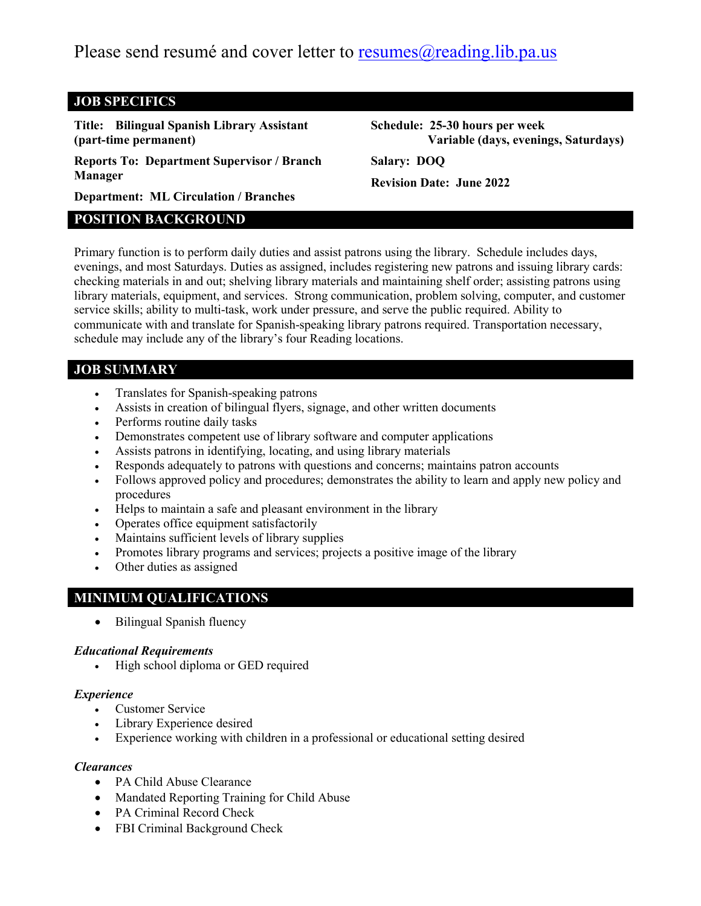Please send resumé and cover letter to resumes@reading.lib.pa.us

## JOB SPECIFICS

**Title: Bilingual Spanish Library Assistant (part-time permanent)**

**Reports To: Department Supervisor / Branch Manager**

**Department: ML Circulation / Branches**

**Schedule: 25-30 hours per week**
**Variable (days, evenings, Saturdays)**

**Salary: DOQ**

**Revision Date: June 2022**

## POSITION BACKGROUND

Primary function is to perform daily duties and assist patrons using the library. Schedule includes days, evenings, and most Saturdays. Duties as assigned, includes registering new patrons and issuing library cards: checking materials in and out; shelving library materials and maintaining shelf order; assisting patrons using library materials, equipment, and services. Strong communication, problem solving, computer, and customer service skills; ability to multi-task, work under pressure, and serve the public required. Ability to communicate with and translate for Spanish-speaking library patrons required. Transportation necessary, schedule may include any of the library's four Reading locations.

## JOB SUMMARY

- Translates for Spanish-speaking patrons
- Assists in creation of bilingual flyers, signage, and other written documents
- Performs routine daily tasks
- Demonstrates competent use of library software and computer applications
- Assists patrons in identifying, locating, and using library materials
- Responds adequately to patrons with questions and concerns; maintains patron accounts
- Follows approved policy and procedures; demonstrates the ability to learn and apply new policy and procedures
- Helps to maintain a safe and pleasant environment in the library
- Operates office equipment satisfactorily
- Maintains sufficient levels of library supplies
- Promotes library programs and services; projects a positive image of the library
- Other duties as assigned

## MINIMUM QUALIFICATIONS

- Bilingual Spanish fluency

### *Educational Requirements*

- High school diploma or GED required

### *Experience*

- Customer Service
- Library Experience desired
- Experience working with children in a professional or educational setting desired

### *Clearances*

- PA Child Abuse Clearance
- Mandated Reporting Training for Child Abuse
- PA Criminal Record Check
- FBI Criminal Background Check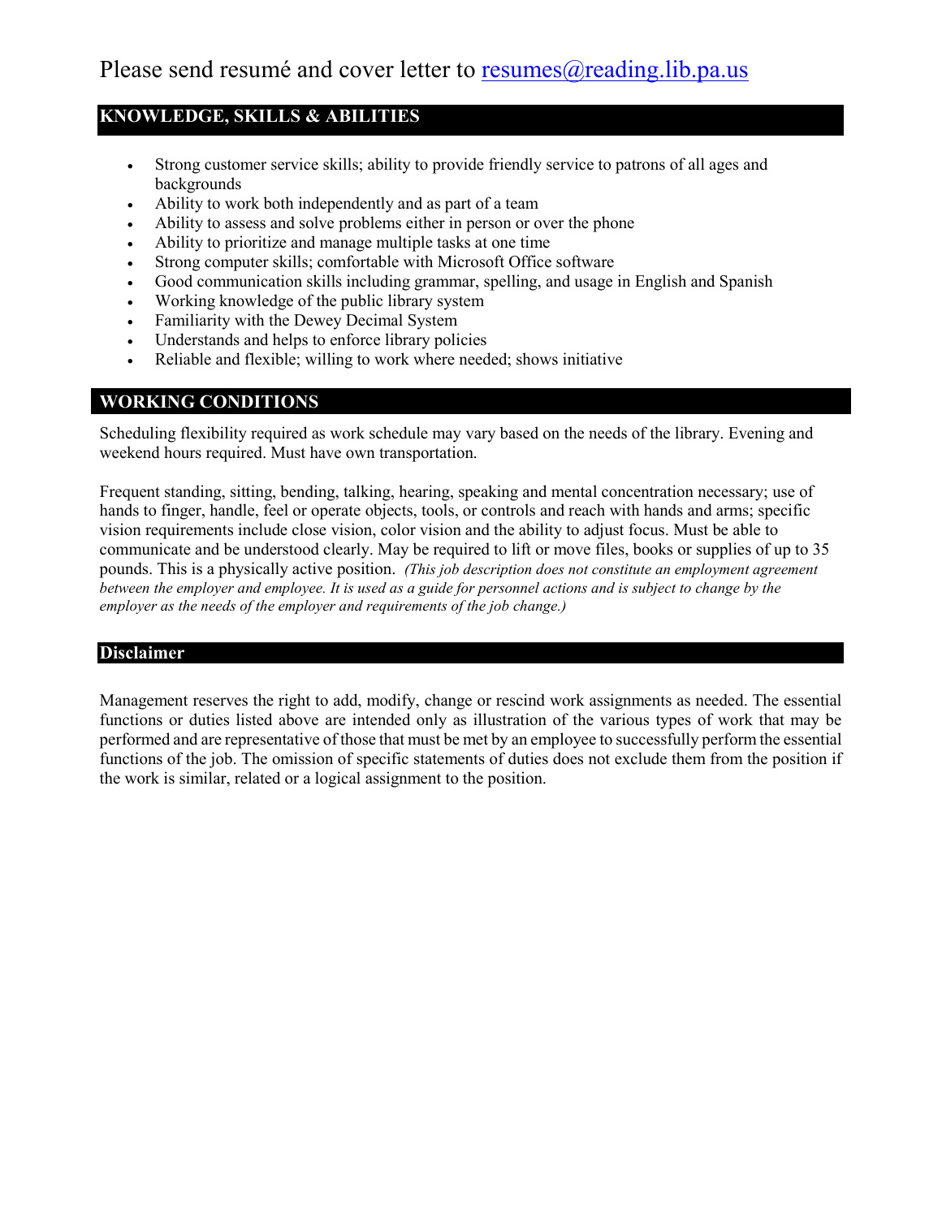Please send resumé and cover letter to [resumes@reading.lib.pa.us](mailto:resumes@reading.lib.pa.us)

## KNOWLEDGE, SKILLS & ABILITIES

- Strong customer service skills; ability to provide friendly service to patrons of all ages and backgrounds
- Ability to work both independently and as part of a team
- Ability to assess and solve problems either in person or over the phone
- Ability to prioritize and manage multiple tasks at one time
- Strong computer skills; comfortable with Microsoft Office software
- Good communication skills including grammar, spelling, and usage in English and Spanish
- Working knowledge of the public library system
- Familiarity with the Dewey Decimal System
- Understands and helps to enforce library policies
- Reliable and flexible; willing to work where needed; shows initiative

## WORKING CONDITIONS

Scheduling flexibility required as work schedule may vary based on the needs of the library. Evening and weekend hours required. Must have own transportation.

Frequent standing, sitting, bending, talking, hearing, speaking and mental concentration necessary; use of hands to finger, handle, feel or operate objects, tools, or controls and reach with hands and arms; specific vision requirements include close vision, color vision and the ability to adjust focus. Must be able to communicate and be understood clearly. May be required to lift or move files, books or supplies of up to 35 pounds. This is a physically active position. *(This job description does not constitute an employment agreement between the employer and employee. It is used as a guide for personnel actions and is subject to change by the employer as the needs of the employer and requirements of the job change.)*

## Disclaimer

Management reserves the right to add, modify, change or rescind work assignments as needed. The essential functions or duties listed above are intended only as illustration of the various types of work that may be performed and are representative of those that must be met by an employee to successfully perform the essential functions of the job. The omission of specific statements of duties does not exclude them from the position if the work is similar, related or a logical assignment to the position.